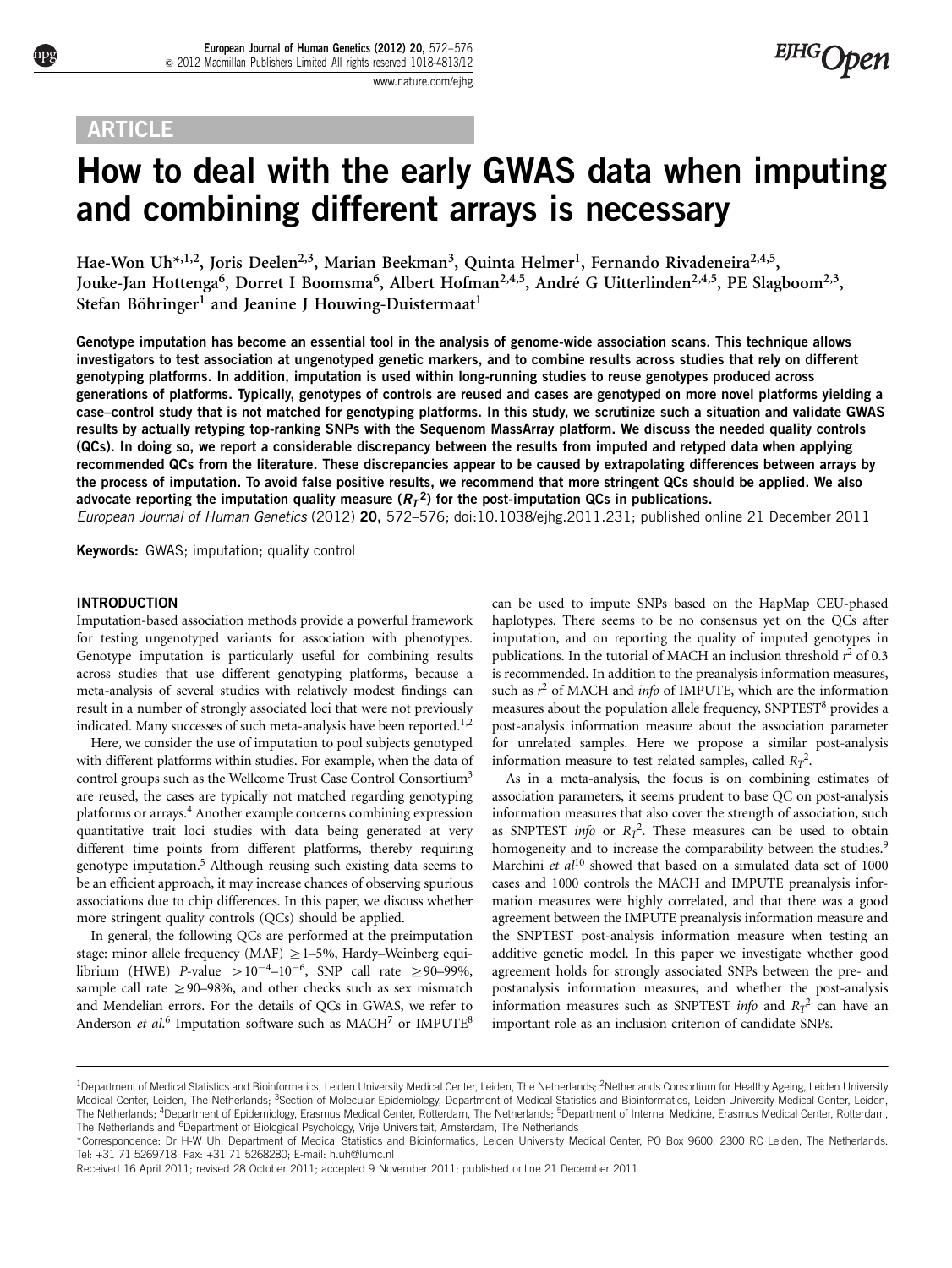ARTICLE

# How to deal with the early GWAS data when imputing and combining different arrays is necessary

Hae-Won Uh*[1,2], Joris Deelen[2,3], Marian Beekman[3], Quinta Helmer[1], Fernando Rivadeneira[2,4,5], Jouke-Jan Hottenga[6], Dorret I Boomsma[6], Albert Hofman[2,4,5], André G Uitterlinden[2,4,5], PE Slagboom[2,3], Stefan Böhringer[1] and Jeanine J Houwing-Duistermaat[1]

**Genotype imputation has become an essential tool in the analysis of genome-wide association scans. This technique allows investigators to test association at ungenotyped genetic markers, and to combine results across studies that rely on different genotyping platforms. In addition, imputation is used within long-running studies to reuse genotypes produced across generations of platforms. Typically, genotypes of controls are reused and cases are genotyped on more novel platforms yielding a case–control study that is not matched for genotyping platforms. In this study, we scrutinize such a situation and validate GWAS results by actually retyping top-ranking SNPs with the Sequenom MassArray platform. We discuss the needed quality controls (QCs). In doing so, we report a considerable discrepancy between the results from imputed and retyped data when applying recommended QCs from the literature. These discrepancies appear to be caused by extrapolating differences between arrays by the process of imputation. To avoid false positive results, we recommend that more stringent QCs should be applied. We also advocate reporting the imputation quality measure ($R_T^2$) for the post-imputation QCs in publications.**

*European Journal of Human Genetics* (2012) **20,** 572–576; doi:10.1038/ejhg.2011.231; published online 21 December 2011

**Keywords:** GWAS; imputation; quality control

## INTRODUCTION

Imputation-based association methods provide a powerful framework for testing ungenotyped variants for association with phenotypes. Genotype imputation is particularly useful for combining results across studies that use different genotyping platforms, because a meta-analysis of several studies with relatively modest findings can result in a number of strongly associated loci that were not previously indicated. Many successes of such meta-analysis have been reported.[1,2]

Here, we consider the use of imputation to pool subjects genotyped with different platforms within studies. For example, when the data of control groups such as the Wellcome Trust Case Control Consortium[3] are reused, the cases are typically not matched regarding genotyping platforms or arrays.[4] Another example concerns combining expression quantitative trait loci studies with data being generated at very different time points from different platforms, thereby requiring genotype imputation.[5] Although reusing such existing data seems to be an efficient approach, it may increase chances of observing spurious associations due to chip differences. In this paper, we discuss whether more stringent quality controls (QCs) should be applied.

In general, the following QCs are performed at the preimputation stage: minor allele frequency (MAF) $\geq$1–5%, Hardy–Weinberg equilibrium (HWE) *P*-value $>10^{-4}$–$10^{-6}$, SNP call rate $\geq$90–99%, sample call rate $\geq$90–98%, and other checks such as sex mismatch and Mendelian errors. For the details of QCs in GWAS, we refer to Anderson *et al*.[6] Imputation software such as MACH[7] or IMPUTE[8] can be used to impute SNPs based on the HapMap CEU-phased haplotypes. There seems to be no consensus yet on the QCs after imputation, and on reporting the quality of imputed genotypes in publications. In the tutorial of MACH an inclusion threshold $r^2$ of 0.3 is recommended. In addition to the preanalysis information measures, such as $r^2$ of MACH and *info* of IMPUTE, which are the information measures about the population allele frequency, SNPTEST[8] provides a post-analysis information measure about the association parameter for unrelated samples. Here we propose a similar post-analysis information measure to test related samples, called $R_T^2$.

As in a meta-analysis, the focus is on combining estimates of association parameters, it seems prudent to base QC on post-analysis information measures that also cover the strength of association, such as SNPTEST *info* or $R_T^2$. These measures can be used to obtain homogeneity and to increase the comparability between the studies.[9] Marchini *et al*[10] showed that based on a simulated data set of 1000 cases and 1000 controls the MACH and IMPUTE preanalysis information measures were highly correlated, and that there was a good agreement between the IMPUTE preanalysis information measure and the SNPTEST post-analysis information measure when testing an additive genetic model. In this paper we investigate whether good agreement holds for strongly associated SNPs between the pre- and postanalysis information measures, and whether the post-analysis information measures such as SNPTEST *info* and $R_T^2$ can have an important role as an inclusion criterion of candidate SNPs.

[1]Department of Medical Statistics and Bioinformatics, Leiden University Medical Center, Leiden, The Netherlands; [2]Netherlands Consortium for Healthy Ageing, Leiden University Medical Center, Leiden, The Netherlands; [3]Section of Molecular Epidemiology, Department of Medical Statistics and Bioinformatics, Leiden University Medical Center, Leiden, The Netherlands; [4]Department of Epidemiology, Erasmus Medical Center, Rotterdam, The Netherlands; [5]Department of Internal Medicine, Erasmus Medical Center, Rotterdam, The Netherlands and [6]Department of Biological Psychology, Vrije Universiteit, Amsterdam, The Netherlands

*Correspondence: Dr H-W Uh, Department of Medical Statistics and Bioinformatics, Leiden University Medical Center, PO Box 9600, 2300 RC Leiden, The Netherlands. Tel: +31 71 5269718; Fax: +31 71 5268280; E-mail: h.uh@lumc.nl

Received 16 April 2011; revised 28 October 2011; accepted 9 November 2011; published online 21 December 2011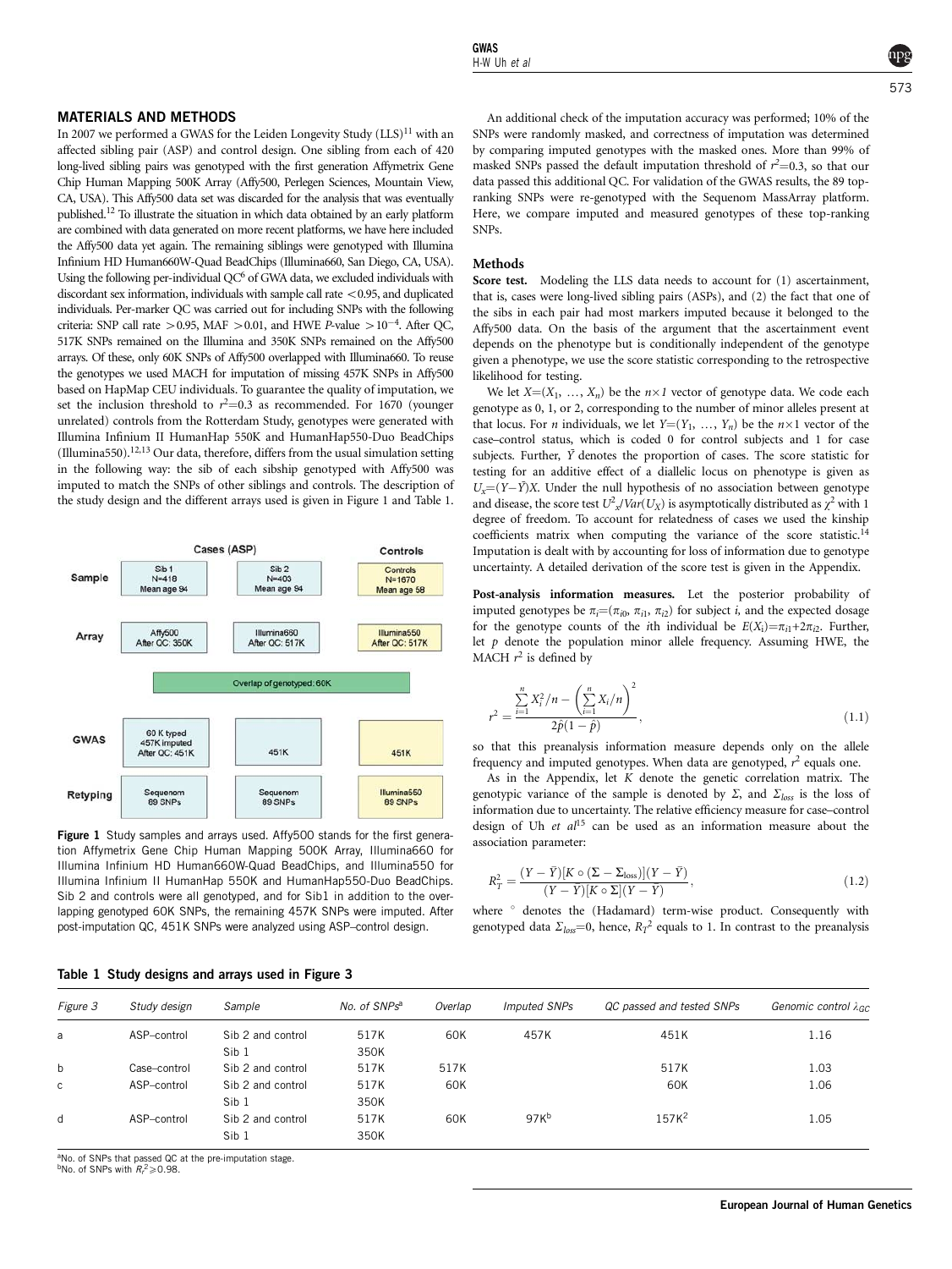## MATERIALS AND METHODS

In 2007 we performed a GWAS for the Leiden Longevity Study (LLS)[11] with an affected sibling pair (ASP) and control design. One sibling from each of 420 long-lived sibling pairs was genotyped with the first generation Affymetrix Gene Chip Human Mapping 500K Array (Affy500, Perlegen Sciences, Mountain View, CA, USA). This Affy500 data set was discarded for the analysis that was eventually published.[12] To illustrate the situation in which data obtained by an early platform are combined with data generated on more recent platforms, we have here included the Affy500 data yet again. The remaining siblings were genotyped with Illumina Infinium HD Human660W-Quad BeadChips (Illumina660, San Diego, CA, USA). Using the following per-individual QC[6] of GWA data, we excluded individuals with discordant sex information, individuals with sample call rate <0.95, and duplicated individuals. Per-marker QC was carried out for including SNPs with the following criteria: SNP call rate >0.95, MAF >0.01, and HWE *P*-value $>10^{-4}$. After QC, 517K SNPs remained on the Illumina and 350K SNPs remained on the Affy500 arrays. Of these, only 60K SNPs of Affy500 overlapped with Illumina660. To reuse the genotypes we used MACH for imputation of missing 457K SNPs in Affy500 based on HapMap CEU individuals. To guarantee the quality of imputation, we set the inclusion threshold to $r^2$=0.3 as recommended. For 1670 (younger unrelated) controls from the Rotterdam Study, genotypes were generated with Illumina Infinium II HumanHap 550K and HumanHap550-Duo BeadChips (Illumina550).[12,13] Our data, therefore, differs from the usual simulation setting in the following way: the sib of each sibship genotyped with Affy500 was imputed to match the SNPs of other siblings and controls. The description of the study design and the different arrays used is given in Figure 1 and Table 1.

Cases (ASP)
Controls
Sample
Sib 1 N=416 Mean age 94
Sib 2 N=403 Mean age 94
Controls N=1670 Mean age 58
Array
Affy500 After QC: 350K
Illumina660 After QC: 517K
Illumina550 After QC: 517K
Overlap of genotyped: 60K
GWAS
60 K typed 457K imputed After QC: 451K
451K
451K
Retyping
Sequenom 89 SNPs
Sequenom 89 SNPs
Illumina550 89 SNPs

**Figure 1** Study samples and arrays used. Affy500 stands for the first generation Affymetrix Gene Chip Human Mapping 500K Array, Illumina660 for Illumina Infinium HD Human660W-Quad BeadChips, and Illumina550 for Illumina Infinium II HumanHap 550K and HumanHap550-Duo BeadChips. Sib 2 and controls were all genotyped, and for Sib1 in addition to the overlapping genotyped 60K SNPs, the remaining 457K SNPs were imputed. After post-imputation QC, 451K SNPs were analyzed using ASP–control design.

An additional check of the imputation accuracy was performed; 10% of the SNPs were randomly masked, and correctness of imputation was determined by comparing imputed genotypes with the masked ones. More than 99% of masked SNPs passed the default imputation threshold of $r^2$=0.3, so that our data passed this additional QC. For validation of the GWAS results, the 89 top-ranking SNPs were re-genotyped with the Sequenom MassArray platform. Here, we compare imputed and measured genotypes of these top-ranking SNPs.

### Methods

**Score test.** Modeling the LLS data needs to account for (1) ascertainment, that is, cases were long-lived sibling pairs (ASPs), and (2) the fact that one of the sibs in each pair had most markers imputed because it belonged to the Affy500 data. On the basis of the argument that the ascertainment event depends on the phenotype but is conditionally independent of the genotype given a phenotype, we use the score statistic corresponding to the retrospective likelihood for testing.

We let $X=(X_1, \ldots, X_n)$ be the $n\times 1$ vector of genotype data. We code each genotype as 0, 1, or 2, corresponding to the number of minor alleles present at that locus. For $n$ individuals, we let $Y=(Y_1, \ldots, Y_n)$ be the $n\times 1$ vector of the case–control status, which is coded 0 for control subjects and 1 for case subjects. Further, $\bar{Y}$ denotes the proportion of cases. The score statistic for testing for an additive effect of a diallelic locus on phenotype is given as $U_x=(Y-\bar{Y})X$. Under the null hypothesis of no association between genotype and disease, the score test $U^2_x/Var(U_X)$ is asymptotically distributed as $\chi^2$ with 1 degree of freedom. To account for relatedness of cases we used the kinship coefficients matrix when computing the variance of the score statistic.[14] Imputation is dealt with by accounting for loss of information due to genotype uncertainty. A detailed derivation of the score test is given in the Appendix.

**Post-analysis information measures.** Let the posterior probability of imputed genotypes be $\pi_i=(\pi_{i0}, \pi_{i1}, \pi_{i2})$ for subject $i$, and the expected dosage for the genotype counts of the $i$th individual be $E(X_i)=\pi_{i1}+2\pi_{i2}$. Further, let $p$ denote the population minor allele frequency. Assuming HWE, the MACH $r^2$ is defined by

$$r^2 = \frac{\sum_{i=1}^{n} X_i^2/n - \left(\sum_{i=1}^{n} X_i/n\right)^2}{2\hat{p}(1-\hat{p})}, \tag{1.1}$$

so that this preanalysis information measure depends only on the allele frequency and imputed genotypes. When data are genotyped, $r^2$ equals one.

As in the Appendix, let $K$ denote the genetic correlation matrix. The genotypic variance of the sample is denoted by $\Sigma$, and $\Sigma_{loss}$ is the loss of information due to uncertainty. The relative efficiency measure for case–control design of Uh *et al*[15] can be used as an information measure about the association parameter:

$$R_T^2 = \frac{(Y-\bar{Y})[K \circ (\Sigma - \Sigma_{\text{loss}})](Y-\bar{Y})}{(Y-\bar{Y})[K \circ \Sigma](Y-\bar{Y})}, \tag{1.2}$$

where $\circ$ denotes the (Hadamard) term-wise product. Consequently with genotyped data $\Sigma_{loss}$=0, hence, $R_T^2$ equals to 1. In contrast to the preanalysis

**Table 1 Study designs and arrays used in Figure 3**

| *Figure 3* | *Study design* | *Sample* | *No. of SNPs*[a] | *Overlap* | *Imputed SNPs* | *QC passed and tested SNPs* | *Genomic control $\lambda_{GC}$* |
|---|---|---|---|---|---|---|---|
| a | ASP–control | Sib 2 and control | 517K | 60K | 457K | 451K | 1.16 |
| | | Sib 1 | 350K | | | | |
| b | Case–control | Sib 2 and control | 517K | 517K | | 517K | 1.03 |
| c | ASP–control | Sib 2 and control | 517K | 60K | | 60K | 1.06 |
| | | Sib 1 | 350K | | | | |
| d | ASP–control | Sib 2 and control | 517K | 60K | 97K[b] | 157K[2] | 1.05 |
| | | Sib 1 | 350K | | | | |

[a]No. of SNPs that passed QC at the pre-imputation stage.
[b]No. of SNPs with $R_T^2 \geq 0.98$.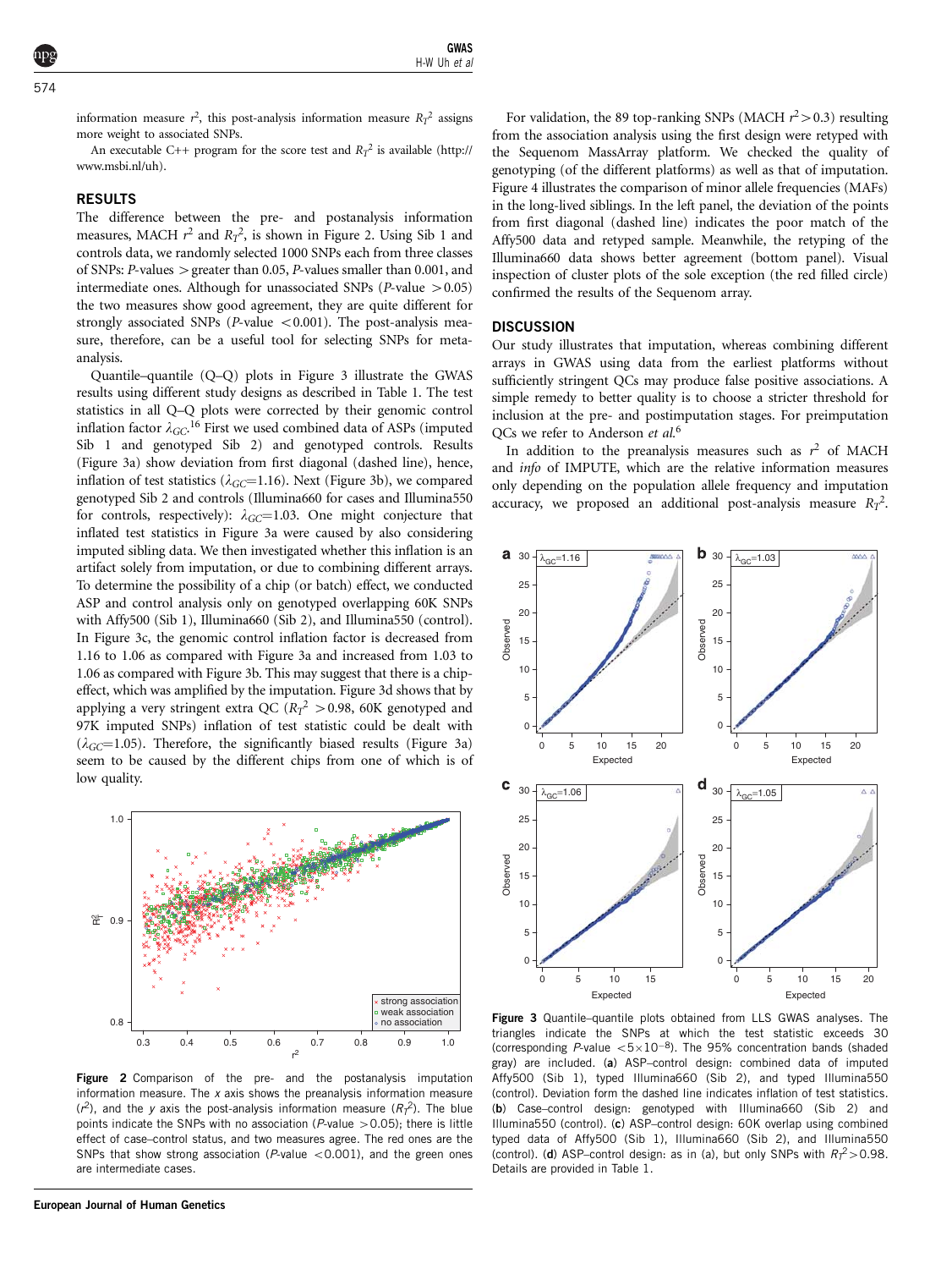information measure $r^2$, this post-analysis information measure $R_T^2$ assigns more weight to associated SNPs.

An executable C++ program for the score test and $R_T^2$ is available (http://www.msbi.nl/uh).

## RESULTS

The difference between the pre- and postanalysis information measures, MACH $r^2$ and $R_T^2$, is shown in Figure 2. Using Sib 1 and controls data, we randomly selected 1000 SNPs each from three classes of SNPs: *P*-values >greater than 0.05, *P*-values smaller than 0.001, and intermediate ones. Although for unassociated SNPs (*P*-value >0.05) the two measures show good agreement, they are quite different for strongly associated SNPs (*P*-value <0.001). The post-analysis measure, therefore, can be a useful tool for selecting SNPs for meta-analysis.

Quantile–quantile (Q–Q) plots in Figure 3 illustrate the GWAS results using different study designs as described in Table 1. The test statistics in all Q–Q plots were corrected by their genomic control inflation factor $\lambda_{GC}$.[16] First we used combined data of ASPs (imputed Sib 1 and genotyped Sib 2) and genotyped controls. Results (Figure 3a) show deviation from first diagonal (dashed line), hence, inflation of test statistics ($\lambda_{GC}$=1.16). Next (Figure 3b), we compared genotyped Sib 2 and controls (Illumina660 for cases and Illumina550 for controls, respectively): $\lambda_{GC}$=1.03. One might conjecture that inflated test statistics in Figure 3a were caused by also considering imputed sibling data. We then investigated whether this inflation is an artifact solely from imputation, or due to combining different arrays. To determine the possibility of a chip (or batch) effect, we conducted ASP and control analysis only on genotyped overlapping 60K SNPs with Affy500 (Sib 1), Illumina660 (Sib 2), and Illumina550 (control). In Figure 3c, the genomic control inflation factor is decreased from 1.16 to 1.06 as compared with Figure 3a and increased from 1.03 to 1.06 as compared with Figure 3b. This may suggest that there is a chip-effect, which was amplified by the imputation. Figure 3d shows that by applying a very stringent extra QC ($R_T^2$ >0.98, 60K genotyped and 97K imputed SNPs) inflation of test statistic could be dealt with ($\lambda_{GC}$=1.05). Therefore, the significantly biased results (Figure 3a) seem to be caused by the different chips from one of which is of low quality.

strong association
weak association
no association

**Figure 2** Comparison of the pre- and the postanalysis imputation information measure. The *x* axis shows the preanalysis information measure ($r^2$), and the *y* axis the post-analysis information measure ($R_T^2$). The blue points indicate the SNPs with no association (*P*-value >0.05); there is little effect of case–control status, and two measures agree. The red ones are the SNPs that show strong association (*P*-value <0.001), and the green ones are intermediate cases.

For validation, the 89 top-ranking SNPs (MACH $r^2$>0.3) resulting from the association analysis using the first design were retyped with the Sequenom MassArray platform. We checked the quality of genotyping (of the different platforms) as well as that of imputation. Figure 4 illustrates the comparison of minor allele frequencies (MAFs) in the long-lived siblings. In the left panel, the deviation of the points from first diagonal (dashed line) indicates the poor match of the Affy500 data and retyped sample. Meanwhile, the retyping of the Illumina660 data shows better agreement (bottom panel). Visual inspection of cluster plots of the sole exception (the red filled circle) confirmed the results of the Sequenom array.

## DISCUSSION

Our study illustrates that imputation, whereas combining different arrays in GWAS using data from the earliest platforms without sufficiently stringent QCs may produce false positive associations. A simple remedy to better quality is to choose a stricter threshold for inclusion at the pre- and postimputation stages. For preimputation QCs we refer to Anderson *et al.*[6]

In addition to the preanalysis measures such as $r^2$ of MACH and *info* of IMPUTE, which are the relative information measures only depending on the population allele frequency and imputation accuracy, we proposed an additional post-analysis measure $R_T^2$.

a $\lambda_{GC}$=1.16
b $\lambda_{GC}$=1.03
c $\lambda_{GC}$=1.06
d $\lambda_{GC}$=1.05
Observed
Expected

**Figure 3** Quantile–quantile plots obtained from LLS GWAS analyses. The triangles indicate the SNPs at which the test statistic exceeds 30 (corresponding *P*-value $<5\times10^{-8}$). The 95% concentration bands (shaded gray) are included. (**a**) ASP–control design: combined data of imputed Affy500 (Sib 1), typed Illumina660 (Sib 2), and typed Illumina550 (control). Deviation form the dashed line indicates inflation of test statistics. (**b**) Case–control design: genotyped with Illumina660 (Sib 2) and Illumina550 (control). (**c**) ASP–control design: 60K overlap using combined typed data of Affy500 (Sib 1), Illumina660 (Sib 2), and Illumina550 (control). (**d**) ASP–control design: as in (a), but only SNPs with $R_T^2$>0.98. Details are provided in Table 1.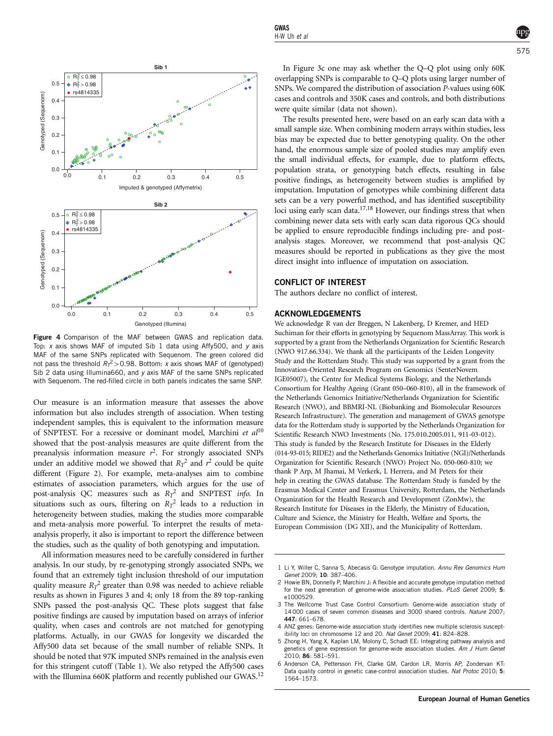Sib 1

$R_T^2 \leq 0.98$
$R_T^2 > 0.98$
rs4814335

Genotyped (Sequenom)

Imputed & genotyped (Affymetrix)

0.0 0.1 0.2 0.3 0.4 0.5

Sib 2

$R_T^2 \leq 0.98$
$R_T^2 > 0.98$
rs4814335

Genotyped (Sequenom)

Genotyped (Illumina)

0.0 0.1 0.2 0.3 0.4 0.5

**Figure 4** Comparison of the MAF between GWAS and replication data. Top: *x* axis shows MAF of imputed Sib 1 data using Affy500, and *y* axis MAF of the same SNPs replicated with Sequenom. The green colored did not pass the threshold $R_T^2 > 0.98$. Bottom: *x* axis shows MAF of (genotyped) Sib 2 data using Illumina660, and *y* axis MAF of the same SNPs replicated with Sequenom. The red-filled circle in both panels indicates the same SNP.

Our measure is an information measure that assesses the above information but also includes strength of association. When testing independent samples, this is equivalent to the information measure of SNPTEST. For a recessive or dominant model, Marchini *et al*[10] showed that the post-analysis measures are quite different from the preanalysis information measure $r^2$. For strongly associated SNPs under an additive model we showed that $R_T^2$ and $r^2$ could be quite different (Figure 2). For example, meta-analyses aim to combine estimates of association parameters, which argues for the use of post-analysis QC measures such as $R_T^2$ and SNPTEST *info*. In situations such as ours, filtering on $R_T^2$ leads to a reduction in heterogeneity between studies, making the studies more comparable and meta-analysis more powerful. To interpret the results of meta-analysis properly, it also is important to report the difference between the studies, such as the quality of both genotyping and imputation.

All information measures need to be carefully considered in further analysis. In our study, by re-genotyping strongly associated SNPs, we found that an extremely tight inclusion threshold of our imputation quality measure $R_T^2$ greater than 0.98 was needed to achieve reliable results as shown in Figures 3 and 4; only 18 from the 89 top-ranking SNPs passed the post-analysis QC. These plots suggest that false positive findings are caused by imputation based on arrays of inferior quality, when cases and controls are not matched for genotyping platforms. Actually, in our GWAS for longevity we discarded the Affy500 data set because of the small number of reliable SNPs. It should be noted that 97K imputed SNPs remained in the analysis even for this stringent cutoff (Table 1). We also retyped the Affy500 cases with the Illumina 660K platform and recently published our GWAS.[12]

In Figure 3c one may ask whether the Q–Q plot using only 60K overlapping SNPs is comparable to Q–Q plots using larger number of SNPs. We compared the distribution of association *P*-values using 60K cases and controls and 350K cases and controls, and both distributions were quite similar (data not shown).

The results presented here, were based on an early scan data with a small sample size. When combining modern arrays within studies, less bias may be expected due to better genotyping quality. On the other hand, the enormous sample size of pooled studies may amplify even the small individual effects, for example, due to platform effects, population strata, or genotyping batch effects, resulting in false positive findings, as heterogeneity between studies is amplified by imputation. Imputation of genotypes while combining different data sets can be a very powerful method, and has identified susceptibility loci using early scan data.[17,18] However, our findings stress that when combining newer data sets with early scan data rigorous QCs should be applied to ensure reproducible findings including pre- and post-analysis stages. Moreover, we recommend that post-analysis QC measures should be reported in publications as they give the most direct insight into influence of imputation on association.

## CONFLICT OF INTEREST

The authors declare no conflict of interest.

## ACKNOWLEDGEMENTS

We acknowledge R van der Breggen, N Lakenberg, D Kremer, and HED Suchiman for their efforts in genotyping by Sequenom MassArray. This work is supported by a grant from the Netherlands Organization for Scientific Research (NWO 917.66.334). We thank all the participants of the Leiden Longevity Study and the Rotterdam Study. This study was supported by a grant from the Innovation-Oriented Research Program on Genomics (SenterNovem IGE05007), the Centre for Medical Systems Biology, and the Netherlands Consortium for Healthy Ageing (Grant 050–060-810), all in the framework of the Netherlands Genomics Initiative/Netherlands Organization for Scientific Research (NWO), and BBMRI-NL (Biobanking and Biomolecular Resources Research Infrastructure). The generation and management of GWAS genotype data for the Rotterdam study is supported by the Netherlands Organization for Scientific Research NWO Investments (No. 175.010.2005.011, 911-03-012). This study is funded by the Research Institute for Diseases in the Elderly (014-93-015; RIDE2) and the Netherlands Genomics Initiative (NGI)/Netherlands Organization for Scientific Research (NWO) Project No. 050-060-810; we thank P Arp, M Jhamai, M Verkerk, L Herrera, and M Peters for their help in creating the GWAS database. The Rotterdam Study is funded by the Erasmus Medical Center and Erasmus University, Rotterdam, the Netherlands Organization for the Health Research and Development (ZonMw), the Research Institute for Diseases in the Elderly, the Ministry of Education, Culture and Science, the Ministry for Health, Welfare and Sports, the European Commission (DG XII), and the Municipality of Rotterdam.

1 Li Y, Willer C, Sanna S, Abecasis G: Genotype imputation. *Annu Rev Genomics Hum Genet* 2009; **10**: 387–406.
2 Howie BN, Donnelly P, Marchini J: A flexible and accurate genotype imputation method for the next generation of genome-wide association studies. *PLoS Genet* 2009; **5**: e1000529.
3 The Wellcome Trust Case Control Consortium: Genome-wide association study of 14 000 cases of seven common diseases and 3000 shared controls. *Nature* 2007; **447**: 661–678.
4 ANZ genes: Genome-wide association study identifies new multiple sclerosis susceptibility loci on chromosome 12 and 20. *Nat Genet* 2009; **41**: 824–828.
5 Zhong H, Yang X, Kaplan LM, Molony C, Schadt EE: Integrating pathway analysis and genetics of gene expression for genome-wide association studies. *Am J Hum Genet* 2010; **86**: 581–591.
6 Anderson CA, Pettersson FH, Clarke GM, Cardon LR, Morris AP, Zondervan KT: Data quality control in genetic case-control association studies. *Nat Protoc* 2010; **5**: 1564–1573.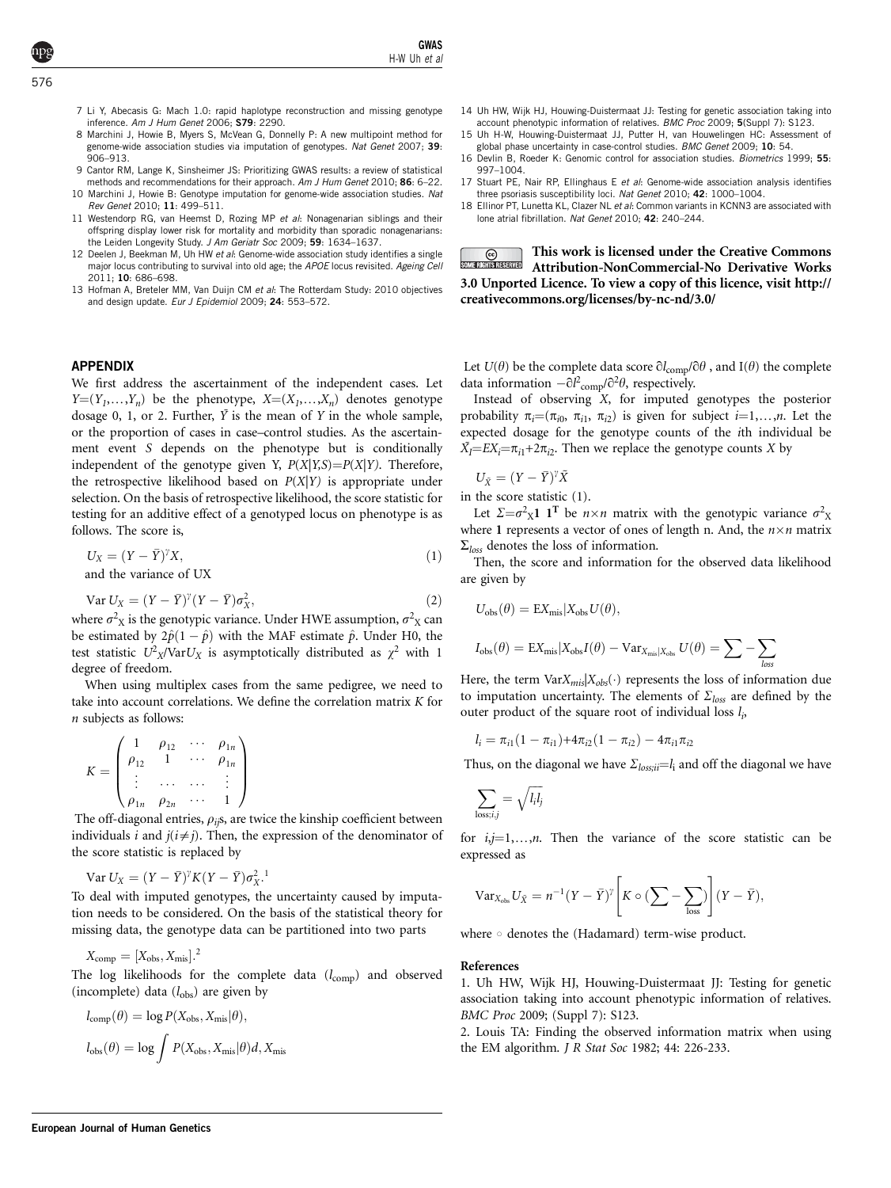7 Li Y, Abecasis G: Mach 1.0: rapid haplotype reconstruction and missing genotype inference. *Am J Hum Genet* 2006; **S79**: 2290.
8 Marchini J, Howie B, Myers S, McVean G, Donnelly P: A new multipoint method for genome-wide association studies via imputation of genotypes. *Nat Genet* 2007; **39**: 906–913.
9 Cantor RM, Lange K, Sinsheimer JS: Prioritizing GWAS results: a review of statistical methods and recommendations for their approach. *Am J Hum Genet* 2010; **86**: 6–22.
10 Marchini J, Howie B: Genotype imputation for genome-wide association studies. *Nat Rev Genet* 2010; **11**: 499–511.
11 Westendorp RG, van Heemst D, Rozing MP *et al*: Nonagenarian siblings and their offspring display lower risk for mortality and morbidity than sporadic nonagenarians: the Leiden Longevity Study. *J Am Geriatr Soc* 2009; **59**: 1634–1637.
12 Deelen J, Beekman M, Uh HW *et al*: Genome-wide association study identifies a single major locus contributing to survival into old age; the *APOE* locus revisited. *Ageing Cell* 2011; **10**: 686–698.
13 Hofman A, Breteler MM, Van Duijn CM *et al*: The Rotterdam Study: 2010 objectives and design update. *Eur J Epidemiol* 2009; **24**: 553–572.
14 Uh HW, Wijk HJ, Houwing-Duistermaat JJ: Testing for genetic association taking into account phenotypic information of relatives. *BMC Proc* 2009; **5**(Suppl 7): S123.
15 Uh H-W, Houwing-Duistermaat JJ, Putter H, van Houwelingen HC: Assessment of global phase uncertainty in case-control studies. *BMC Genet* 2009; **10**: 54.
16 Devlin B, Roeder K: Genomic control for association studies. *Biometrics* 1999; **55**: 997–1004.
17 Stuart PE, Nair RP, Ellinghaus E *et al*: Genome-wide association analysis identifies three psoriasis susceptibility loci. *Nat Genet* 2010; **42**: 1000–1004.
18 Ellinor PT, Lunetta KL, Clazer NL *et al*: Common variants in KCNN3 are associated with lone atrial fibrillation. *Nat Genet* 2010; **42**: 240–244.

**This work is licensed under the Creative Commons Attribution-NonCommercial-No Derivative Works 3.0 Unported Licence. To view a copy of this licence, visit http://creativecommons.org/licenses/by-nc-nd/3.0/**

## APPENDIX

We first address the ascertainment of the independent cases. Let $Y=(Y_1,\ldots,Y_n)$ be the phenotype, $X=(X_1,\ldots,X_n)$ denotes genotype dosage 0, 1, or 2. Further, $\bar{Y}$ is the mean of Y in the whole sample, or the proportion of cases in case–control studies. As the ascertainment event S depends on the phenotype but is conditionally independent of the genotype given Y, $P(X|Y,S)=P(X|Y)$. Therefore, the retrospective likelihood based on $P(X|Y)$ is appropriate under selection. On the basis of retrospective likelihood, the score statistic for testing for an additive effect of a genotyped locus on phenotype is as follows. The score is,

$$U_X = (Y-\bar{Y})^{\gamma} X, \tag{1}$$

and the variance of UX

$$\mathrm{Var}\, U_X = (Y-\bar{Y})^{\gamma}(Y-\bar{Y})\sigma_X^2, \tag{2}$$

where $\sigma^2_X$ is the genotypic variance. Under HWE assumption, $\sigma^2_X$ can be estimated by $2\hat{p}(1-\hat{p})$ with the MAF estimate $\hat{p}$. Under H0, the test statistic $U^2_X/\mathrm{Var}U_X$ is asymptotically distributed as $\chi^2$ with 1 degree of freedom.

When using multiplex cases from the same pedigree, we need to take into account correlations. We define the correlation matrix $K$ for $n$ subjects as follows:

$$K = \begin{pmatrix} 1 & \rho_{12} & \cdots & \rho_{1n} \\ \rho_{12} & 1 & \cdots & \rho_{1n} \\ \vdots & \cdots & \cdots & \vdots \\ \rho_{1n} & \rho_{2n} & \cdots & 1 \end{pmatrix}$$

The off-diagonal entries, $\rho_{ij}$s, are twice the kinship coefficient between individuals $i$ and $j (i \neq j)$. Then, the expression of the denominator of the score statistic is replaced by

$$\mathrm{Var}\, U_X = (Y-\bar{Y})^{\gamma} K (Y-\bar{Y})\sigma_X^2.[1]$$

To deal with imputed genotypes, the uncertainty caused by imputation needs to be considered. On the basis of the statistical theory for missing data, the genotype data can be partitioned into two parts

$$X_{\mathrm{comp}} = [X_{\mathrm{obs}}, X_{\mathrm{mis}}].[2]$$

The log likelihoods for the complete data ($l_{\mathrm{comp}}$) and observed (incomplete) data ($l_{\mathrm{obs}}$) are given by

$$l_{\mathrm{comp}}(\theta) = \log P(X_{\mathrm{obs}}, X_{\mathrm{mis}}|\theta),$$

$$l_{\mathrm{obs}}(\theta) = \log \int P(X_{\mathrm{obs}}, X_{\mathrm{mis}}|\theta) d, X_{\mathrm{mis}}$$

Let $U(\theta)$ be the complete data score $\partial l_{\mathrm{comp}}/\partial\theta$ , and $I(\theta)$ the complete data information $-\partial l^2_{\mathrm{comp}}/\partial^2\theta$, respectively.

Instead of observing $X$, for imputed genotypes the posterior probability $\pi_i=(\pi_{i0}, \pi_{i1}, \pi_{i2})$ is given for subject $i=1,\ldots,n$. Let the expected dosage for the genotype counts of the $i$th individual be $\bar{X}_i=EX_i=\pi_{i1}+2\pi_{i2}$. Then we replace the genotype counts X by

$$U_{\bar{X}} = (Y-\bar{Y})^{\gamma}\bar{X}$$

in the score statistic (1).

Let $\Sigma=\sigma^2_X \mathbf{1}\ \mathbf{1}^{\mathbf{T}}$ be $n\times n$ matrix with the genotypic variance $\sigma^2_X$ where **1** represents a vector of ones of length n. And, the $n\times n$ matrix $\Sigma_{loss}$ denotes the loss of information.

Then, the score and information for the observed data likelihood are given by

$$U_{\mathrm{obs}}(\theta) = \mathrm{E}X_{\mathrm{mis}}|X_{\mathrm{obs}}U(\theta),$$

$$I_{\mathrm{obs}}(\theta) = \mathrm{E}X_{\mathrm{mis}}|X_{\mathrm{obs}}I(\theta) - \mathrm{Var}_{X_{\mathrm{mis}}|X_{\mathrm{obs}}}\, U(\theta) = \sum - \sum_{loss}$$

Here, the term $\mathrm{Var}X_{mis}|X_{obs}(\cdot)$ represents the loss of information due to imputation uncertainty. The elements of $\Sigma_{loss}$ are defined by the outer product of the square root of individual loss $l_i$,

$$l_i = \pi_{i1}(1-\pi_{i1})+4\pi_{i2}(1-\pi_{i2}) - 4\pi_{i1}\pi_{i2}$$

Thus, on the diagonal we have $\Sigma_{loss;ii}=l_i$ and off the diagonal we have

$$\sum_{\mathrm{loss};i,j} = \sqrt{l_i l_j}$$

for $i,j=1,\ldots,n$. Then the variance of the score statistic can be expressed as

$$\mathrm{Var}_{X_{\mathrm{obs}}} U_{\bar{X}} = n^{-1}(Y-\bar{Y})^{\gamma}\left[K \circ \left(\sum - \sum_{\mathrm{loss}}\right)\right](Y-\bar{Y}),$$

where $\circ$ denotes the (Hadamard) term-wise product.

### References

1. Uh HW, Wijk HJ, Houwing-Duistermaat JJ: Testing for genetic association taking into account phenotypic information of relatives. *BMC Proc* 2009; (Suppl 7): S123.
2. Louis TA: Finding the observed information matrix when using the EM algorithm. *J R Stat Soc* 1982; 44: 226-233.